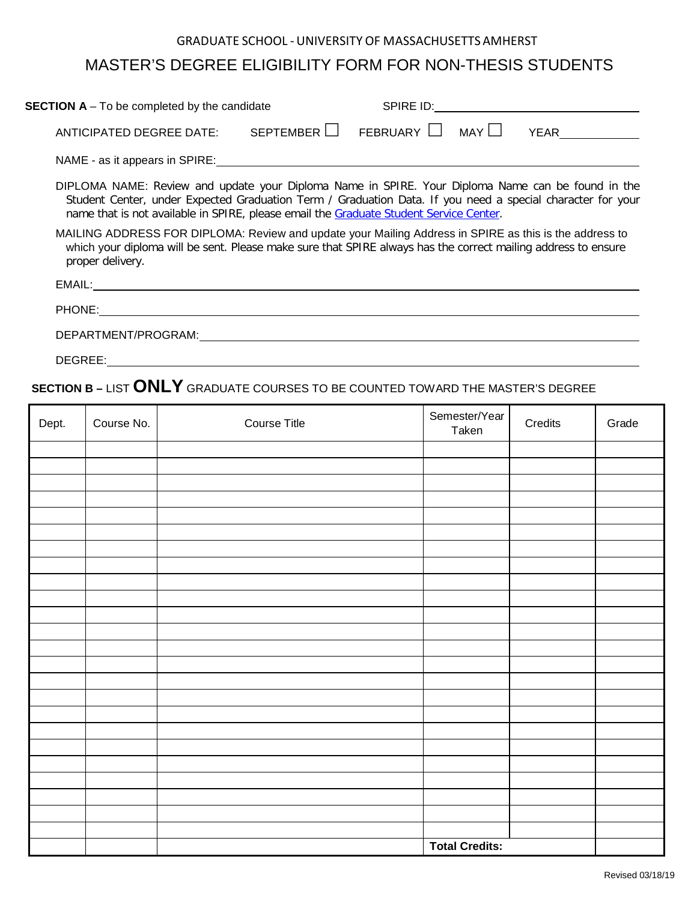GRADUATE SCHOOL - UNIVERSITY OF MASSACHUSETTS AMHERST

# MASTER'S DEGREE ELIGIBILITY FORM FOR NON-THESIS STUDENTS

**SECTION A** – To be completed by the candidate SPIRE ID:______________________

ANTICIPATED DEGREE DATE: SEPTEMBER ☐ FEBRUARY ☐ MAY ☐ YEAR__________

NAME - as it appears in SPIRE:______________________________________________

DIPLOMA NAME: Review and update your Diploma Name in SPIRE. Your Diploma Name can be found in the Student Center, under Expected Graduation Term / Graduation Data. If you need a special character for your name that is not available in SPIRE, please email the Graduate Student Service Center.

MAILING ADDRESS FOR DIPLOMA: Review and update your Mailing Address in SPIRE as this is the address to which your diploma will be sent. Please make sure that SPIRE always has the correct mailing address to ensure proper delivery.

EMAIL:______________________________________________

PHONE:______________________________________________

DEPARTMENT/PROGRAM:______________________________________________

DEGREE:______________________________________________

**SECTION B –** LIST **ONLY** GRADUATE COURSES TO BE COUNTED TOWARD THE MASTER'S DEGREE

| Dept. | Course No. | Course Title | Semester/Year Taken | Credits | Grade |
|---|---|---|---|---|---|
| | | | | | |
| | | | | | |
| | | | | | |
| | | | | | |
| | | | | | |
| | | | | | |
| | | | | | |
| | | | | | |
| | | | | | |
| | | | | | |
| | | | | | |
| | | | | | |
| | | | | | |
| | | | | | |
| | | | | | |
| | | | | | |
| | | | | | |
| | | | | | |
| | | | | | |
| | | | | | |
| | | | | | |
| | | | | | |
| | | | | | |
| | | | | | |
| | | | **Total Credits:** | | |

Revised 03/18/19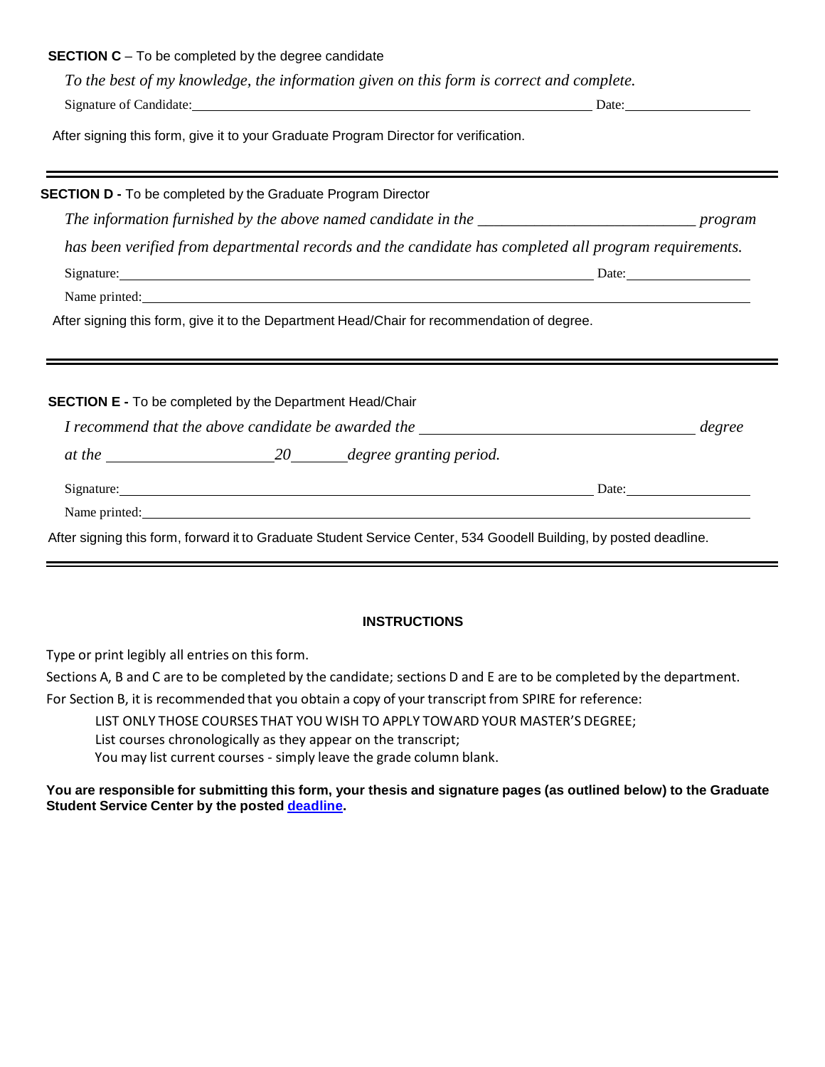**SECTION C** – To be completed by the degree candidate

*To the best of my knowledge, the information given on this form is correct and complete.*

Signature of Candidate:______________________________________________________ Date:__________________

After signing this form, give it to your Graduate Program Director for verification.

---

**SECTION D -** To be completed by the Graduate Program Director

*The information furnished by the above named candidate in the ___________________________ program has been verified from departmental records and the candidate has completed all program requirements.*

Signature:____________________________________________________________ Date:__________________

Name printed:______________________________________________________________________________

After signing this form, give it to the Department Head/Chair for recommendation of degree.

---

**SECTION E -** To be completed by the Department Head/Chair

*I recommend that the above candidate be awarded the ___________________________________ degree at the _____________________20_______degree granting period.*

Signature:____________________________________________________________ Date:__________________

Name printed:______________________________________________________________________________

After signing this form, forward it to Graduate Student Service Center, 534 Goodell Building, by posted deadline.

---

**INSTRUCTIONS**

Type or print legibly all entries on this form.

Sections A, B and C are to be completed by the candidate; sections D and E are to be completed by the department.

For Section B, it is recommended that you obtain a copy of your transcript from SPIRE for reference:

LIST ONLY THOSE COURSES THAT YOU WISH TO APPLY TOWARD YOUR MASTER'S DEGREE;
List courses chronologically as they appear on the transcript;
You may list current courses - simply leave the grade column blank.

**You are responsible for submitting this form, your thesis and signature pages (as outlined below) to the Graduate Student Service Center by the posted deadline.**